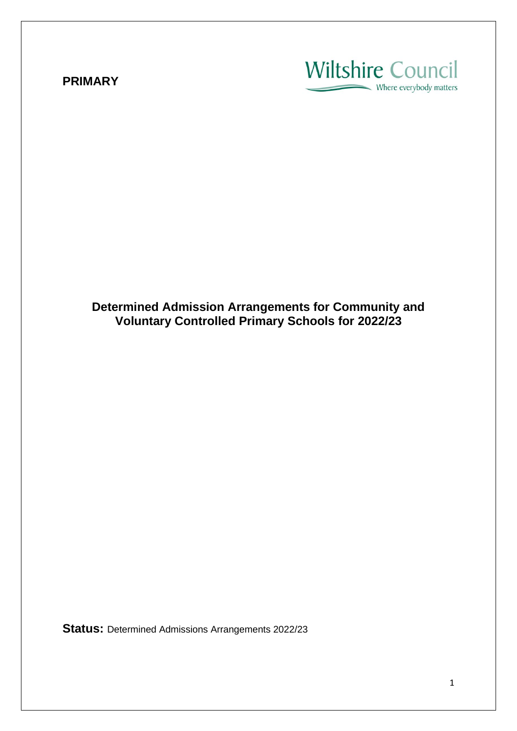**PRIMARY**

Wiltshire Council
Where everybody matters

# Determined Admission Arrangements for Community and Voluntary Controlled Primary Schools for 2022/23

**Status:** Determined Admissions Arrangements 2022/23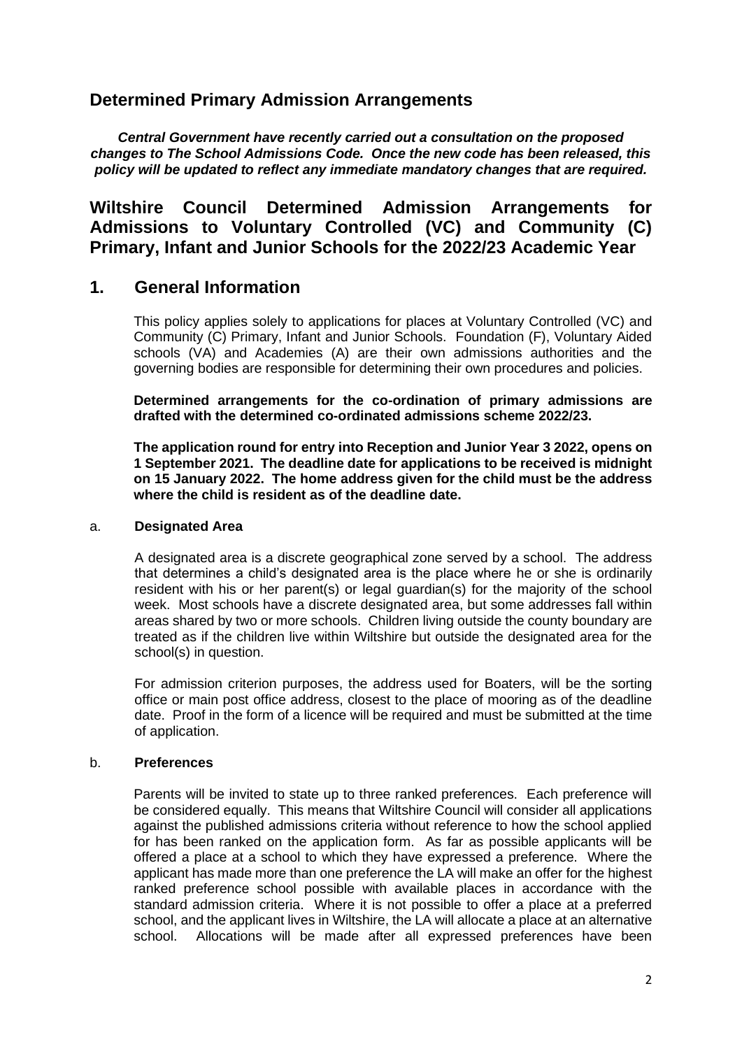## Determined Primary Admission Arrangements

***Central Government have recently carried out a consultation on the proposed changes to The School Admissions Code. Once the new code has been released, this policy will be updated to reflect any immediate mandatory changes that are required.***

## Wiltshire Council Determined Admission Arrangements for Admissions to Voluntary Controlled (VC) and Community (C) Primary, Infant and Junior Schools for the 2022/23 Academic Year

## 1. General Information

This policy applies solely to applications for places at Voluntary Controlled (VC) and Community (C) Primary, Infant and Junior Schools. Foundation (F), Voluntary Aided schools (VA) and Academies (A) are their own admissions authorities and the governing bodies are responsible for determining their own procedures and policies.

**Determined arrangements for the co-ordination of primary admissions are drafted with the determined co-ordinated admissions scheme 2022/23.**

**The application round for entry into Reception and Junior Year 3 2022, opens on 1 September 2021. The deadline date for applications to be received is midnight on 15 January 2022. The home address given for the child must be the address where the child is resident as of the deadline date.**

### a. Designated Area

A designated area is a discrete geographical zone served by a school. The address that determines a child's designated area is the place where he or she is ordinarily resident with his or her parent(s) or legal guardian(s) for the majority of the school week. Most schools have a discrete designated area, but some addresses fall within areas shared by two or more schools. Children living outside the county boundary are treated as if the children live within Wiltshire but outside the designated area for the school(s) in question.

For admission criterion purposes, the address used for Boaters, will be the sorting office or main post office address, closest to the place of mooring as of the deadline date. Proof in the form of a licence will be required and must be submitted at the time of application.

### b. Preferences

Parents will be invited to state up to three ranked preferences. Each preference will be considered equally. This means that Wiltshire Council will consider all applications against the published admissions criteria without reference to how the school applied for has been ranked on the application form. As far as possible applicants will be offered a place at a school to which they have expressed a preference. Where the applicant has made more than one preference the LA will make an offer for the highest ranked preference school possible with available places in accordance with the standard admission criteria. Where it is not possible to offer a place at a preferred school, and the applicant lives in Wiltshire, the LA will allocate a place at an alternative school. Allocations will be made after all expressed preferences have been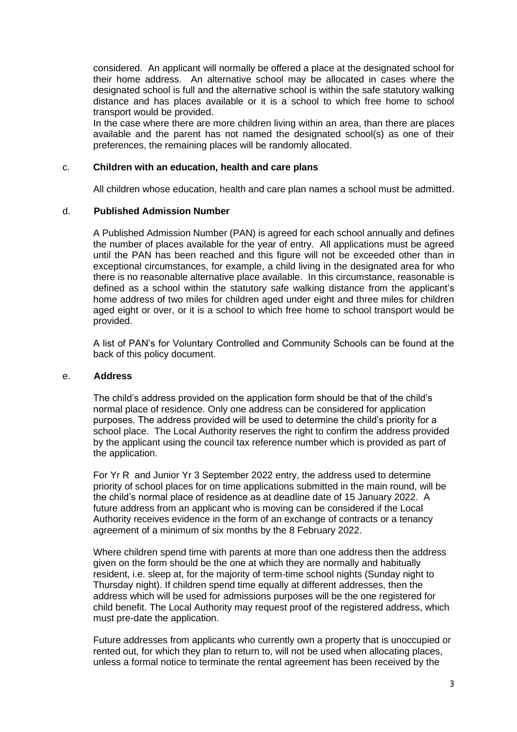considered. An applicant will normally be offered a place at the designated school for their home address. An alternative school may be allocated in cases where the designated school is full and the alternative school is within the safe statutory walking distance and has places available or it is a school to which free home to school transport would be provided.

In the case where there are more children living within an area, than there are places available and the parent has not named the designated school(s) as one of their preferences, the remaining places will be randomly allocated.

c. **Children with an education, health and care plans**

All children whose education, health and care plan names a school must be admitted.

d. **Published Admission Number**

A Published Admission Number (PAN) is agreed for each school annually and defines the number of places available for the year of entry. All applications must be agreed until the PAN has been reached and this figure will not be exceeded other than in exceptional circumstances, for example, a child living in the designated area for who there is no reasonable alternative place available. In this circumstance, reasonable is defined as a school within the statutory safe walking distance from the applicant's home address of two miles for children aged under eight and three miles for children aged eight or over, or it is a school to which free home to school transport would be provided.

A list of PAN's for Voluntary Controlled and Community Schools can be found at the back of this policy document.

e. **Address**

The child's address provided on the application form should be that of the child's normal place of residence. Only one address can be considered for application purposes. The address provided will be used to determine the child's priority for a school place. The Local Authority reserves the right to confirm the address provided by the applicant using the council tax reference number which is provided as part of the application.

For Yr R and Junior Yr 3 September 2022 entry, the address used to determine priority of school places for on time applications submitted in the main round, will be the child's normal place of residence as at deadline date of 15 January 2022. A future address from an applicant who is moving can be considered if the Local Authority receives evidence in the form of an exchange of contracts or a tenancy agreement of a minimum of six months by the 8 February 2022.

Where children spend time with parents at more than one address then the address given on the form should be the one at which they are normally and habitually resident, i.e. sleep at, for the majority of term-time school nights (Sunday night to Thursday night). If children spend time equally at different addresses, then the address which will be used for admissions purposes will be the one registered for child benefit. The Local Authority may request proof of the registered address, which must pre-date the application.

Future addresses from applicants who currently own a property that is unoccupied or rented out, for which they plan to return to, will not be used when allocating places, unless a formal notice to terminate the rental agreement has been received by the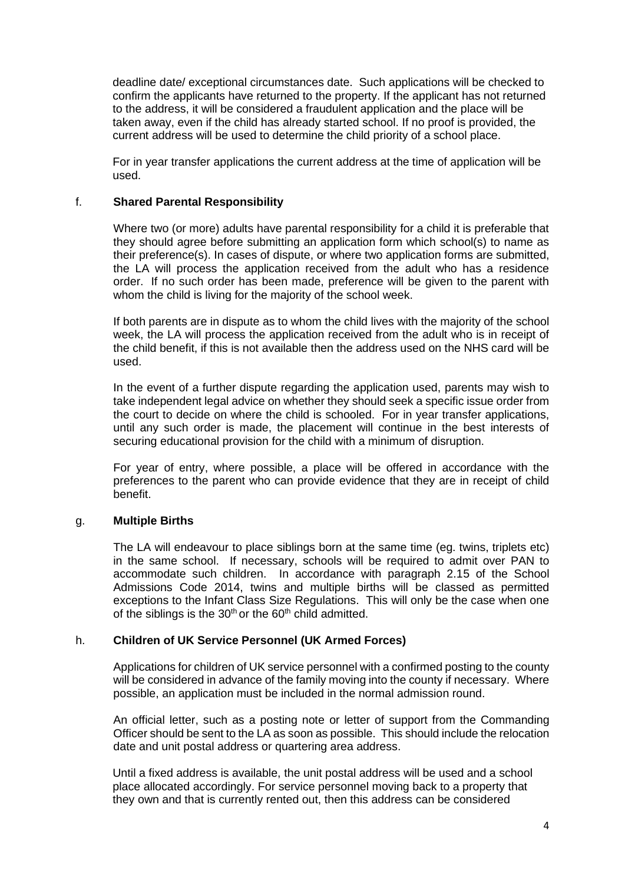deadline date/ exceptional circumstances date. Such applications will be checked to confirm the applicants have returned to the property. If the applicant has not returned to the address, it will be considered a fraudulent application and the place will be taken away, even if the child has already started school. If no proof is provided, the current address will be used to determine the child priority of a school place.

For in year transfer applications the current address at the time of application will be used.

### f. **Shared Parental Responsibility**

Where two (or more) adults have parental responsibility for a child it is preferable that they should agree before submitting an application form which school(s) to name as their preference(s). In cases of dispute, or where two application forms are submitted, the LA will process the application received from the adult who has a residence order. If no such order has been made, preference will be given to the parent with whom the child is living for the majority of the school week.

If both parents are in dispute as to whom the child lives with the majority of the school week, the LA will process the application received from the adult who is in receipt of the child benefit, if this is not available then the address used on the NHS card will be used.

In the event of a further dispute regarding the application used, parents may wish to take independent legal advice on whether they should seek a specific issue order from the court to decide on where the child is schooled. For in year transfer applications, until any such order is made, the placement will continue in the best interests of securing educational provision for the child with a minimum of disruption.

For year of entry, where possible, a place will be offered in accordance with the preferences to the parent who can provide evidence that they are in receipt of child benefit.

### g. **Multiple Births**

The LA will endeavour to place siblings born at the same time (eg. twins, triplets etc) in the same school. If necessary, schools will be required to admit over PAN to accommodate such children. In accordance with paragraph 2.15 of the School Admissions Code 2014, twins and multiple births will be classed as permitted exceptions to the Infant Class Size Regulations. This will only be the case when one of the siblings is the 30th or the 60th child admitted.

### h. **Children of UK Service Personnel (UK Armed Forces)**

Applications for children of UK service personnel with a confirmed posting to the county will be considered in advance of the family moving into the county if necessary. Where possible, an application must be included in the normal admission round.

An official letter, such as a posting note or letter of support from the Commanding Officer should be sent to the LA as soon as possible. This should include the relocation date and unit postal address or quartering area address.

Until a fixed address is available, the unit postal address will be used and a school place allocated accordingly. For service personnel moving back to a property that they own and that is currently rented out, then this address can be considered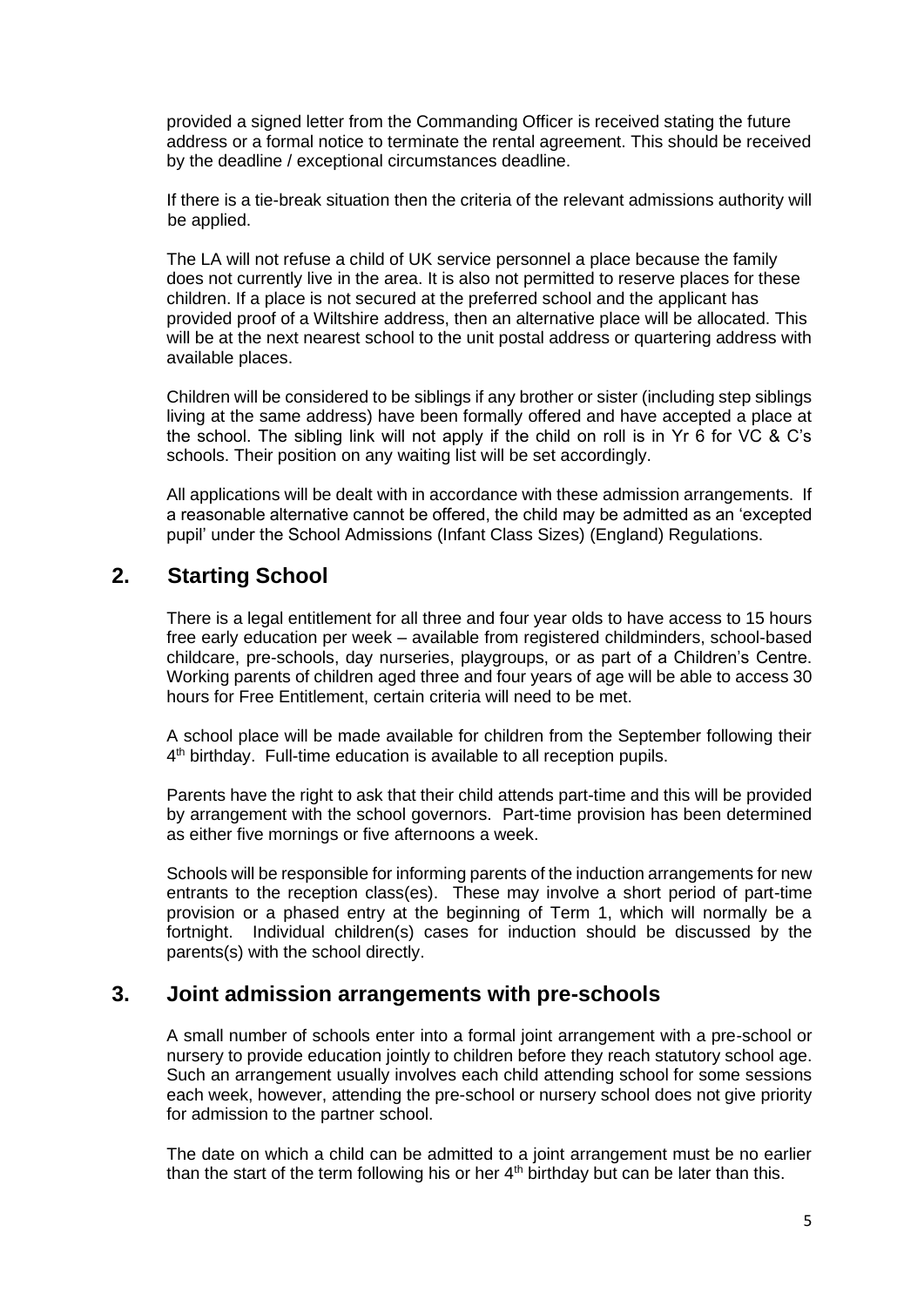provided a signed letter from the Commanding Officer is received stating the future address or a formal notice to terminate the rental agreement. This should be received by the deadline / exceptional circumstances deadline.

If there is a tie-break situation then the criteria of the relevant admissions authority will be applied.

The LA will not refuse a child of UK service personnel a place because the family does not currently live in the area. It is also not permitted to reserve places for these children. If a place is not secured at the preferred school and the applicant has provided proof of a Wiltshire address, then an alternative place will be allocated. This will be at the next nearest school to the unit postal address or quartering address with available places.

Children will be considered to be siblings if any brother or sister (including step siblings living at the same address) have been formally offered and have accepted a place at the school. The sibling link will not apply if the child on roll is in Yr 6 for VC & C's schools. Their position on any waiting list will be set accordingly.

All applications will be dealt with in accordance with these admission arrangements. If a reasonable alternative cannot be offered, the child may be admitted as an 'excepted pupil' under the School Admissions (Infant Class Sizes) (England) Regulations.

## 2. Starting School

There is a legal entitlement for all three and four year olds to have access to 15 hours free early education per week – available from registered childminders, school-based childcare, pre-schools, day nurseries, playgroups, or as part of a Children's Centre. Working parents of children aged three and four years of age will be able to access 30 hours for Free Entitlement, certain criteria will need to be met.

A school place will be made available for children from the September following their 4th birthday. Full-time education is available to all reception pupils.

Parents have the right to ask that their child attends part-time and this will be provided by arrangement with the school governors. Part-time provision has been determined as either five mornings or five afternoons a week.

Schools will be responsible for informing parents of the induction arrangements for new entrants to the reception class(es). These may involve a short period of part-time provision or a phased entry at the beginning of Term 1, which will normally be a fortnight. Individual children(s) cases for induction should be discussed by the parents(s) with the school directly.

## 3. Joint admission arrangements with pre-schools

A small number of schools enter into a formal joint arrangement with a pre-school or nursery to provide education jointly to children before they reach statutory school age. Such an arrangement usually involves each child attending school for some sessions each week, however, attending the pre-school or nursery school does not give priority for admission to the partner school.

The date on which a child can be admitted to a joint arrangement must be no earlier than the start of the term following his or her 4th birthday but can be later than this.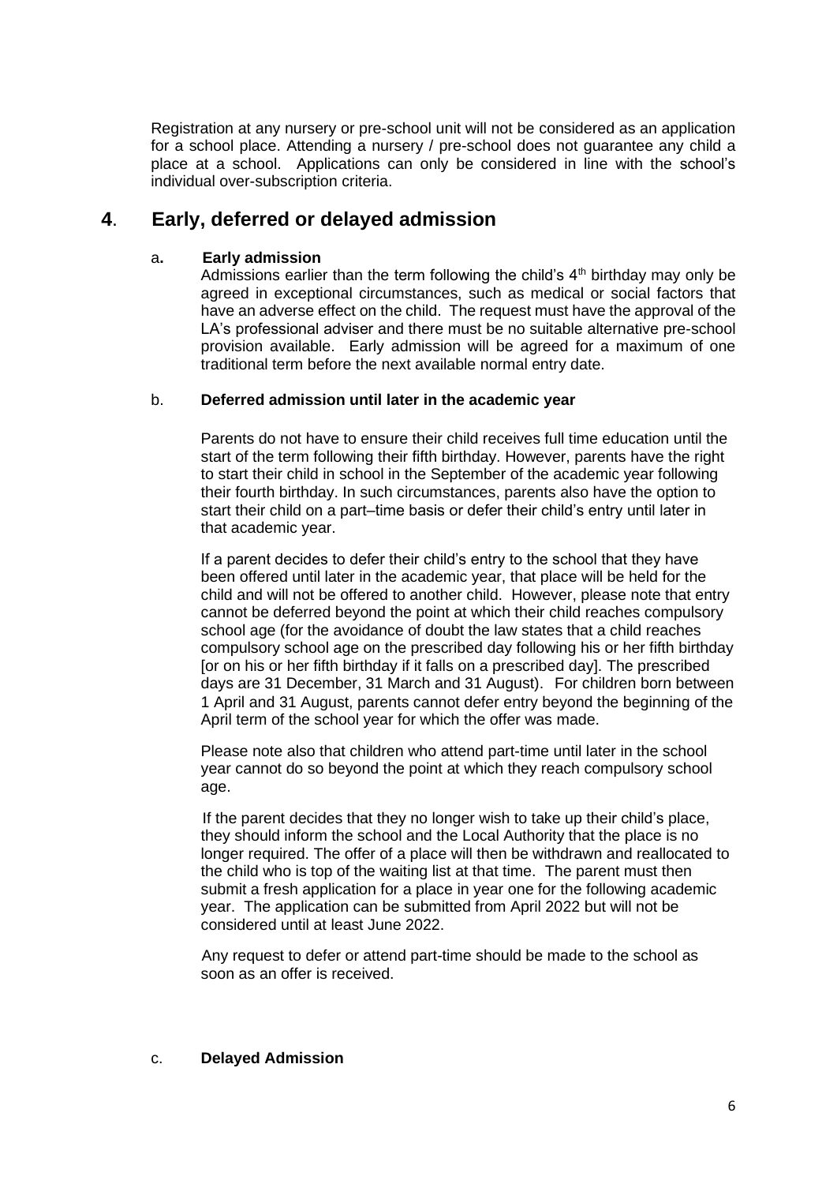Registration at any nursery or pre-school unit will not be considered as an application for a school place. Attending a nursery / pre-school does not guarantee any child a place at a school. Applications can only be considered in line with the school's individual over-subscription criteria.

## 4. Early, deferred or delayed admission

### a. Early admission

Admissions earlier than the term following the child's 4th birthday may only be agreed in exceptional circumstances, such as medical or social factors that have an adverse effect on the child. The request must have the approval of the LA's professional adviser and there must be no suitable alternative pre-school provision available. Early admission will be agreed for a maximum of one traditional term before the next available normal entry date.

### b. Deferred admission until later in the academic year

Parents do not have to ensure their child receives full time education until the start of the term following their fifth birthday. However, parents have the right to start their child in school in the September of the academic year following their fourth birthday. In such circumstances, parents also have the option to start their child on a part–time basis or defer their child's entry until later in that academic year.

If a parent decides to defer their child's entry to the school that they have been offered until later in the academic year, that place will be held for the child and will not be offered to another child. However, please note that entry cannot be deferred beyond the point at which their child reaches compulsory school age (for the avoidance of doubt the law states that a child reaches compulsory school age on the prescribed day following his or her fifth birthday [or on his or her fifth birthday if it falls on a prescribed day]. The prescribed days are 31 December, 31 March and 31 August). For children born between 1 April and 31 August, parents cannot defer entry beyond the beginning of the April term of the school year for which the offer was made.

Please note also that children who attend part-time until later in the school year cannot do so beyond the point at which they reach compulsory school age.

If the parent decides that they no longer wish to take up their child's place, they should inform the school and the Local Authority that the place is no longer required. The offer of a place will then be withdrawn and reallocated to the child who is top of the waiting list at that time. The parent must then submit a fresh application for a place in year one for the following academic year. The application can be submitted from April 2022 but will not be considered until at least June 2022.

Any request to defer or attend part-time should be made to the school as soon as an offer is received.

### c. Delayed Admission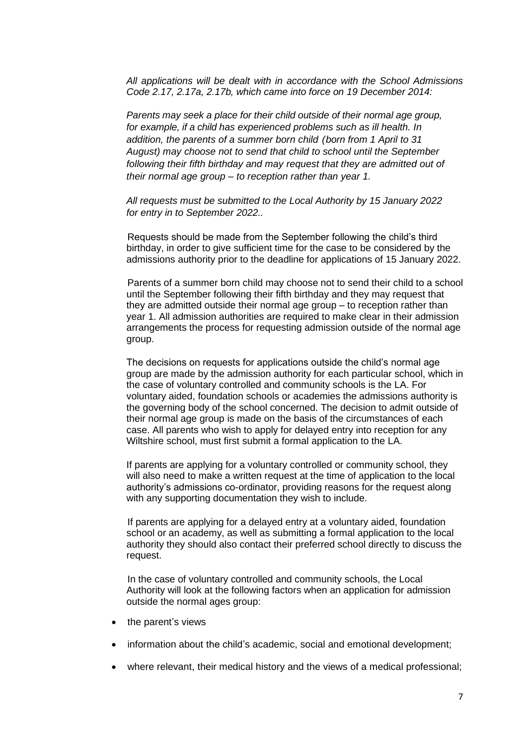*All applications will be dealt with in accordance with the School Admissions Code 2.17, 2.17a, 2.17b, which came into force on 19 December 2014:*

*Parents may seek a place for their child outside of their normal age group, for example, if a child has experienced problems such as ill health. In addition, the parents of a summer born child (born from 1 April to 31 August) may choose not to send that child to school until the September following their fifth birthday and may request that they are admitted out of their normal age group – to reception rather than year 1.*

*All requests must be submitted to the Local Authority by 15 January 2022 for entry in to September 2022..*

Requests should be made from the September following the child's third birthday, in order to give sufficient time for the case to be considered by the admissions authority prior to the deadline for applications of 15 January 2022.

Parents of a summer born child may choose not to send their child to a school until the September following their fifth birthday and they may request that they are admitted outside their normal age group – to reception rather than year 1. All admission authorities are required to make clear in their admission arrangements the process for requesting admission outside of the normal age group.

The decisions on requests for applications outside the child's normal age group are made by the admission authority for each particular school, which in the case of voluntary controlled and community schools is the LA. For voluntary aided, foundation schools or academies the admissions authority is the governing body of the school concerned. The decision to admit outside of their normal age group is made on the basis of the circumstances of each case. All parents who wish to apply for delayed entry into reception for any Wiltshire school, must first submit a formal application to the LA.

If parents are applying for a voluntary controlled or community school, they will also need to make a written request at the time of application to the local authority's admissions co-ordinator, providing reasons for the request along with any supporting documentation they wish to include.

If parents are applying for a delayed entry at a voluntary aided, foundation school or an academy, as well as submitting a formal application to the local authority they should also contact their preferred school directly to discuss the request.

In the case of voluntary controlled and community schools, the Local Authority will look at the following factors when an application for admission outside the normal ages group:

- the parent's views
- information about the child's academic, social and emotional development;
- where relevant, their medical history and the views of a medical professional;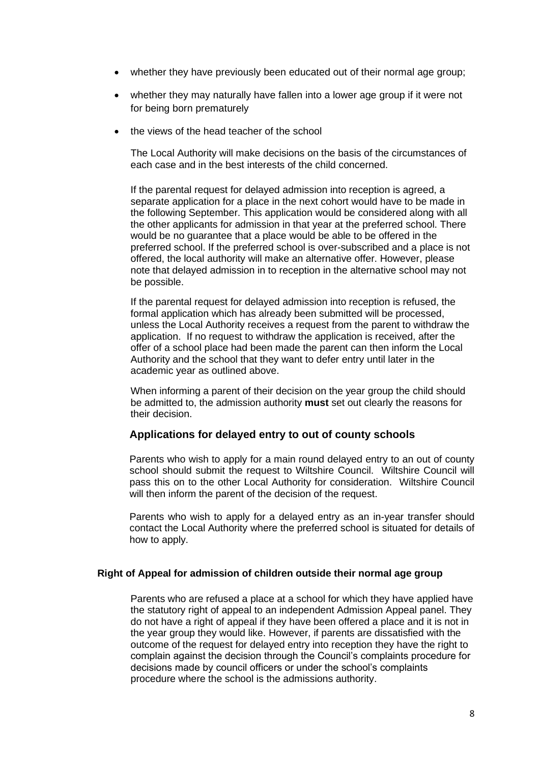- whether they have previously been educated out of their normal age group;
- whether they may naturally have fallen into a lower age group if it were not for being born prematurely
- the views of the head teacher of the school

The Local Authority will make decisions on the basis of the circumstances of each case and in the best interests of the child concerned.

If the parental request for delayed admission into reception is agreed, a separate application for a place in the next cohort would have to be made in the following September. This application would be considered along with all the other applicants for admission in that year at the preferred school. There would be no guarantee that a place would be able to be offered in the preferred school. If the preferred school is over-subscribed and a place is not offered, the local authority will make an alternative offer. However, please note that delayed admission in to reception in the alternative school may not be possible.

If the parental request for delayed admission into reception is refused, the formal application which has already been submitted will be processed, unless the Local Authority receives a request from the parent to withdraw the application. If no request to withdraw the application is received, after the offer of a school place had been made the parent can then inform the Local Authority and the school that they want to defer entry until later in the academic year as outlined above.

When informing a parent of their decision on the year group the child should be admitted to, the admission authority **must** set out clearly the reasons for their decision.

### Applications for delayed entry to out of county schools

Parents who wish to apply for a main round delayed entry to an out of county school should submit the request to Wiltshire Council. Wiltshire Council will pass this on to the other Local Authority for consideration. Wiltshire Council will then inform the parent of the decision of the request.

Parents who wish to apply for a delayed entry as an in-year transfer should contact the Local Authority where the preferred school is situated for details of how to apply.

#### Right of Appeal for admission of children outside their normal age group

Parents who are refused a place at a school for which they have applied have the statutory right of appeal to an independent Admission Appeal panel. They do not have a right of appeal if they have been offered a place and it is not in the year group they would like. However, if parents are dissatisfied with the outcome of the request for delayed entry into reception they have the right to complain against the decision through the Council's complaints procedure for decisions made by council officers or under the school's complaints procedure where the school is the admissions authority.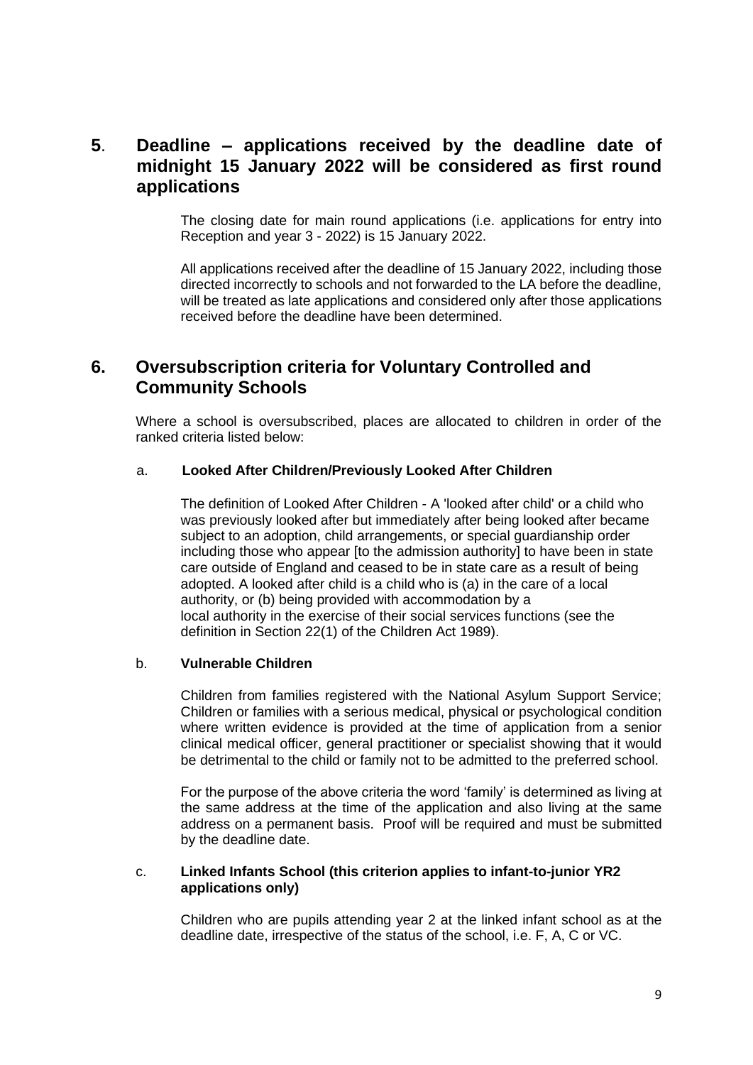## 5. Deadline – applications received by the deadline date of midnight 15 January 2022 will be considered as first round applications

The closing date for main round applications (i.e. applications for entry into Reception and year 3 - 2022) is 15 January 2022.

All applications received after the deadline of 15 January 2022, including those directed incorrectly to schools and not forwarded to the LA before the deadline, will be treated as late applications and considered only after those applications received before the deadline have been determined.

## 6. Oversubscription criteria for Voluntary Controlled and Community Schools

Where a school is oversubscribed, places are allocated to children in order of the ranked criteria listed below:

a. **Looked After Children/Previously Looked After Children**

The definition of Looked After Children - A 'looked after child' or a child who was previously looked after but immediately after being looked after became subject to an adoption, child arrangements, or special guardianship order including those who appear [to the admission authority] to have been in state care outside of England and ceased to be in state care as a result of being adopted. A looked after child is a child who is (a) in the care of a local authority, or (b) being provided with accommodation by a local authority in the exercise of their social services functions (see the definition in Section 22(1) of the Children Act 1989).

b. **Vulnerable Children**

Children from families registered with the National Asylum Support Service; Children or families with a serious medical, physical or psychological condition where written evidence is provided at the time of application from a senior clinical medical officer, general practitioner or specialist showing that it would be detrimental to the child or family not to be admitted to the preferred school.

For the purpose of the above criteria the word 'family' is determined as living at the same address at the time of the application and also living at the same address on a permanent basis. Proof will be required and must be submitted by the deadline date.

c. **Linked Infants School (this criterion applies to infant-to-junior YR2 applications only)**

Children who are pupils attending year 2 at the linked infant school as at the deadline date, irrespective of the status of the school, i.e. F, A, C or VC.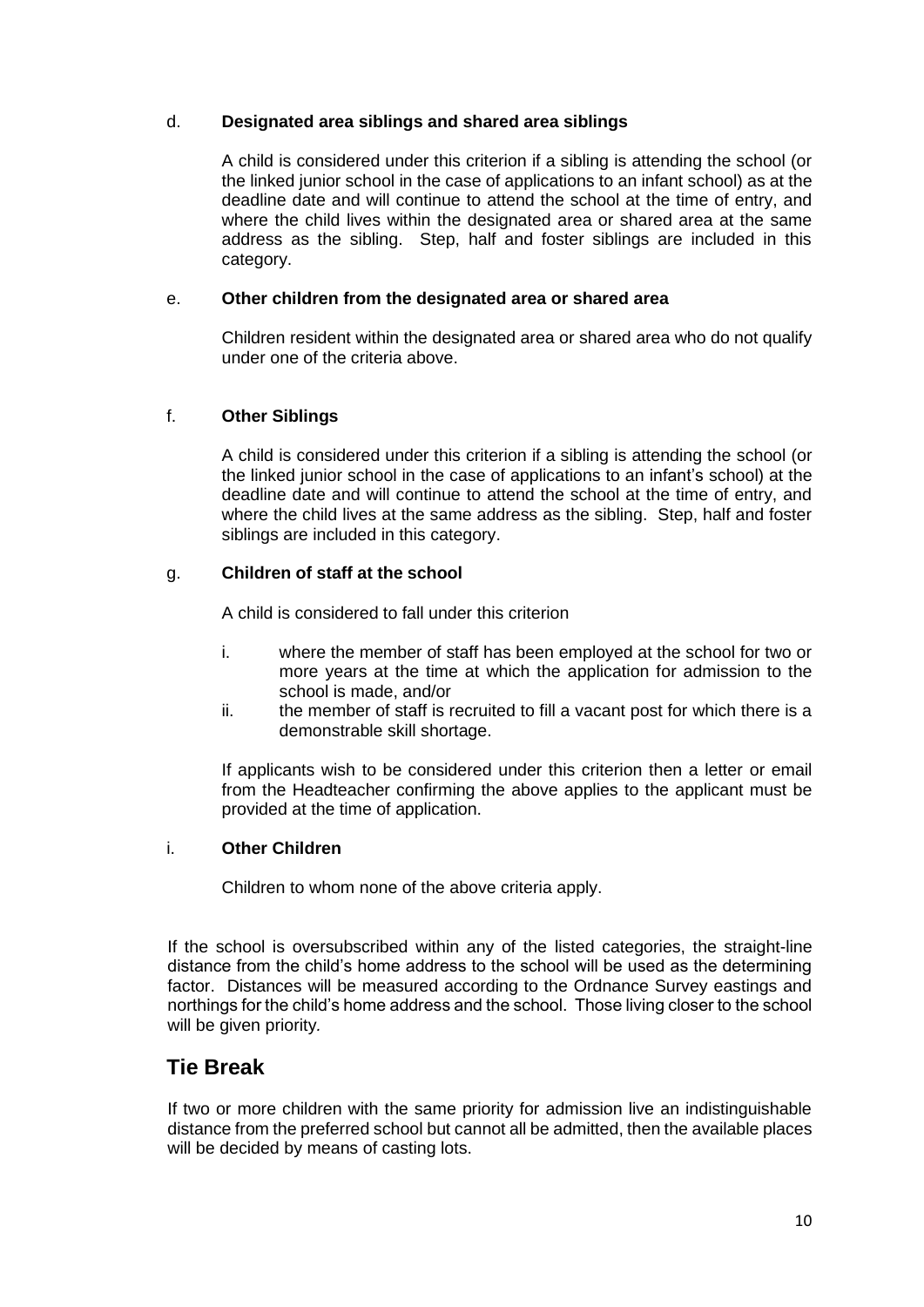d. **Designated area siblings and shared area siblings**

A child is considered under this criterion if a sibling is attending the school (or the linked junior school in the case of applications to an infant school) as at the deadline date and will continue to attend the school at the time of entry, and where the child lives within the designated area or shared area at the same address as the sibling. Step, half and foster siblings are included in this category.

e. **Other children from the designated area or shared area**

Children resident within the designated area or shared area who do not qualify under one of the criteria above.

f. **Other Siblings**

A child is considered under this criterion if a sibling is attending the school (or the linked junior school in the case of applications to an infant's school) at the deadline date and will continue to attend the school at the time of entry, and where the child lives at the same address as the sibling. Step, half and foster siblings are included in this category.

g. **Children of staff at the school**

A child is considered to fall under this criterion

i. where the member of staff has been employed at the school for two or more years at the time at which the application for admission to the school is made, and/or

ii. the member of staff is recruited to fill a vacant post for which there is a demonstrable skill shortage.

If applicants wish to be considered under this criterion then a letter or email from the Headteacher confirming the above applies to the applicant must be provided at the time of application.

i. **Other Children**

Children to whom none of the above criteria apply.

If the school is oversubscribed within any of the listed categories, the straight-line distance from the child's home address to the school will be used as the determining factor. Distances will be measured according to the Ordnance Survey eastings and northings for the child's home address and the school. Those living closer to the school will be given priority.

## Tie Break

If two or more children with the same priority for admission live an indistinguishable distance from the preferred school but cannot all be admitted, then the available places will be decided by means of casting lots.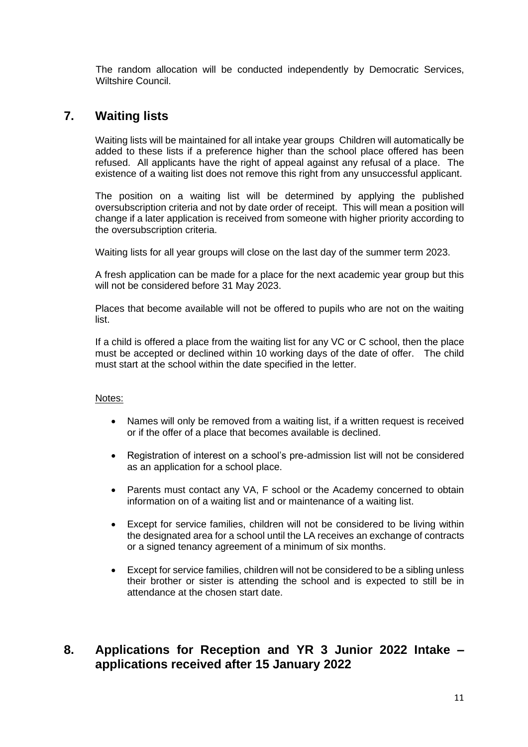The random allocation will be conducted independently by Democratic Services, Wiltshire Council.

## 7. Waiting lists

Waiting lists will be maintained for all intake year groups Children will automatically be added to these lists if a preference higher than the school place offered has been refused. All applicants have the right of appeal against any refusal of a place. The existence of a waiting list does not remove this right from any unsuccessful applicant.

The position on a waiting list will be determined by applying the published oversubscription criteria and not by date order of receipt. This will mean a position will change if a later application is received from someone with higher priority according to the oversubscription criteria.

Waiting lists for all year groups will close on the last day of the summer term 2023.

A fresh application can be made for a place for the next academic year group but this will not be considered before 31 May 2023.

Places that become available will not be offered to pupils who are not on the waiting list.

If a child is offered a place from the waiting list for any VC or C school, then the place must be accepted or declined within 10 working days of the date of offer. The child must start at the school within the date specified in the letter.

Notes:

- Names will only be removed from a waiting list, if a written request is received or if the offer of a place that becomes available is declined.
- Registration of interest on a school's pre-admission list will not be considered as an application for a school place.
- Parents must contact any VA, F school or the Academy concerned to obtain information on of a waiting list and or maintenance of a waiting list.
- Except for service families, children will not be considered to be living within the designated area for a school until the LA receives an exchange of contracts or a signed tenancy agreement of a minimum of six months.
- Except for service families, children will not be considered to be a sibling unless their brother or sister is attending the school and is expected to still be in attendance at the chosen start date.

## 8. Applications for Reception and YR 3 Junior 2022 Intake – applications received after 15 January 2022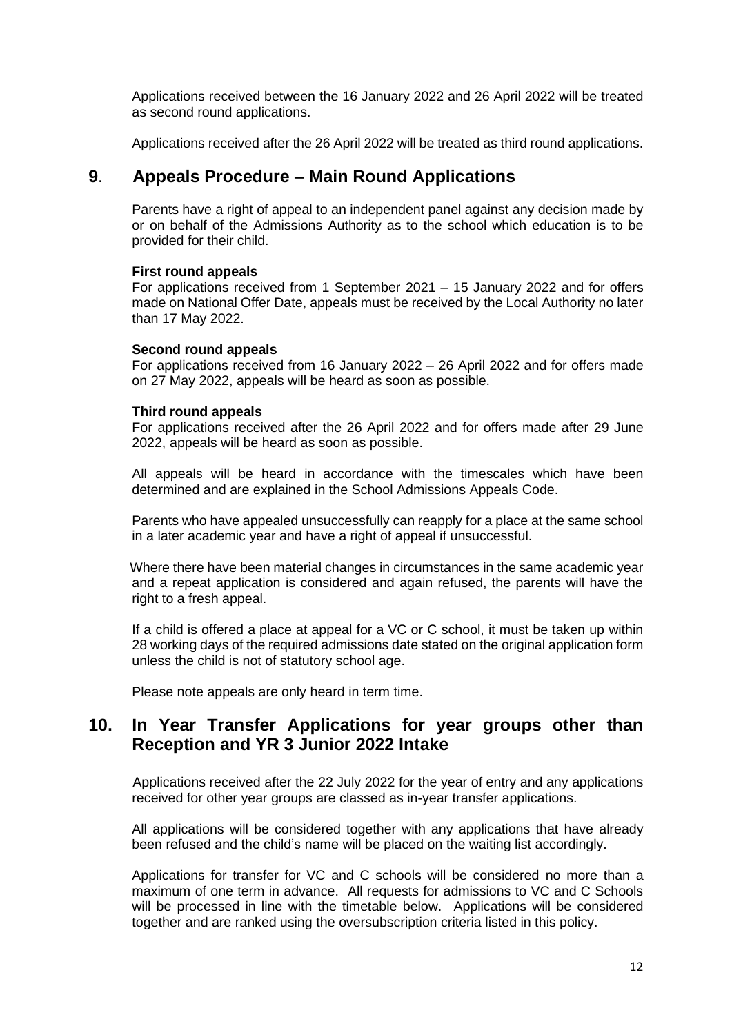Applications received between the 16 January 2022 and 26 April 2022 will be treated as second round applications.

Applications received after the 26 April 2022 will be treated as third round applications.

## 9. Appeals Procedure – Main Round Applications

Parents have a right of appeal to an independent panel against any decision made by or on behalf of the Admissions Authority as to the school which education is to be provided for their child.

**First round appeals**
For applications received from 1 September 2021 – 15 January 2022 and for offers made on National Offer Date, appeals must be received by the Local Authority no later than 17 May 2022.

**Second round appeals**
For applications received from 16 January 2022 – 26 April 2022 and for offers made on 27 May 2022, appeals will be heard as soon as possible.

**Third round appeals**
For applications received after the 26 April 2022 and for offers made after 29 June 2022, appeals will be heard as soon as possible.

All appeals will be heard in accordance with the timescales which have been determined and are explained in the School Admissions Appeals Code.

Parents who have appealed unsuccessfully can reapply for a place at the same school in a later academic year and have a right of appeal if unsuccessful.

Where there have been material changes in circumstances in the same academic year and a repeat application is considered and again refused, the parents will have the right to a fresh appeal.

If a child is offered a place at appeal for a VC or C school, it must be taken up within 28 working days of the required admissions date stated on the original application form unless the child is not of statutory school age.

Please note appeals are only heard in term time.

## 10. In Year Transfer Applications for year groups other than Reception and YR 3 Junior 2022 Intake

Applications received after the 22 July 2022 for the year of entry and any applications received for other year groups are classed as in-year transfer applications.

All applications will be considered together with any applications that have already been refused and the child's name will be placed on the waiting list accordingly.

Applications for transfer for VC and C schools will be considered no more than a maximum of one term in advance. All requests for admissions to VC and C Schools will be processed in line with the timetable below. Applications will be considered together and are ranked using the oversubscription criteria listed in this policy.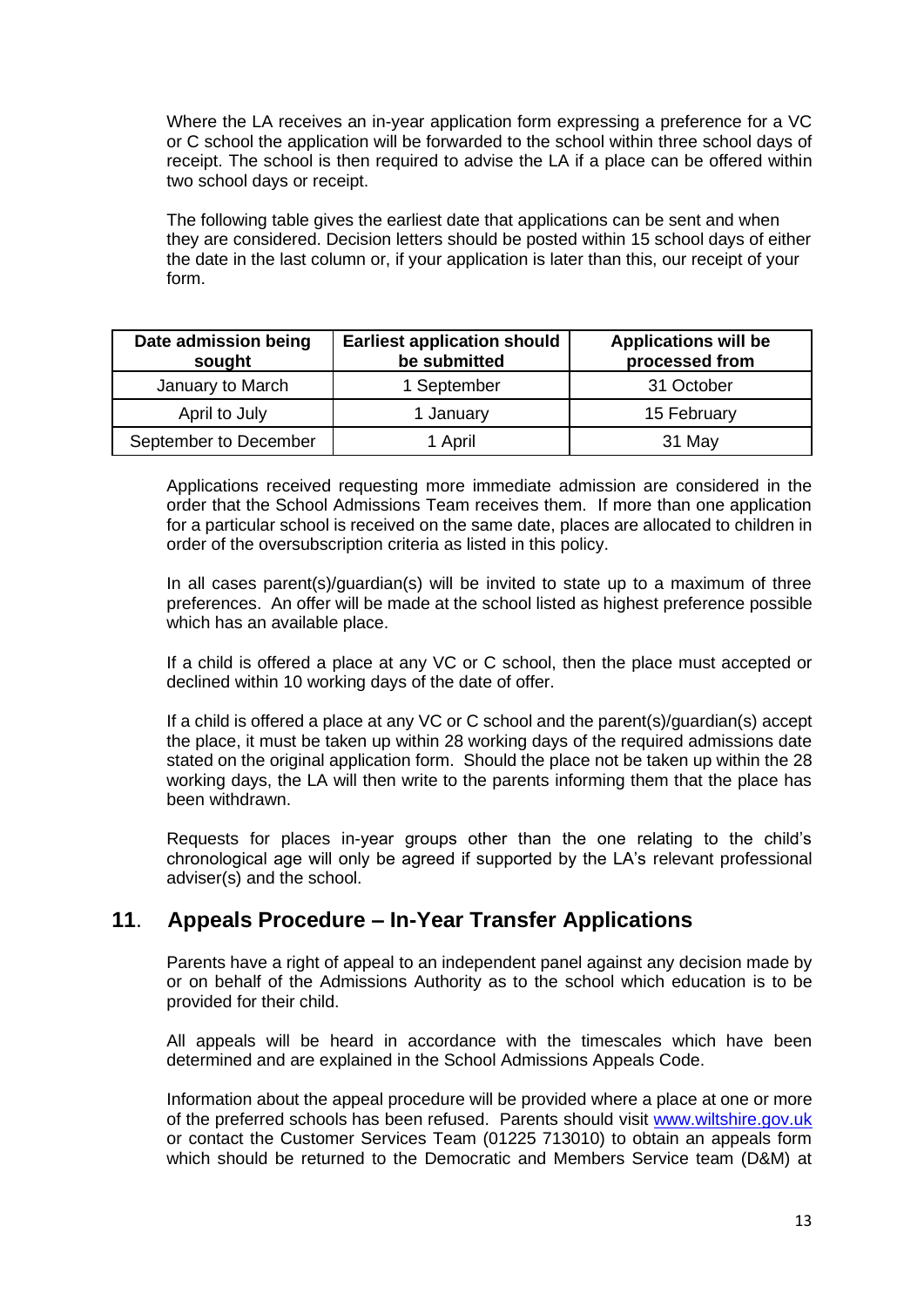Where the LA receives an in-year application form expressing a preference for a VC or C school the application will be forwarded to the school within three school days of receipt. The school is then required to advise the LA if a place can be offered within two school days or receipt.

The following table gives the earliest date that applications can be sent and when they are considered. Decision letters should be posted within 15 school days of either the date in the last column or, if your application is later than this, our receipt of your form.

| Date admission being sought | Earliest application should be submitted | Applications will be processed from |
|---|---|---|
| January to March | 1 September | 31 October |
| April to July | 1 January | 15 February |
| September to December | 1 April | 31 May |

Applications received requesting more immediate admission are considered in the order that the School Admissions Team receives them. If more than one application for a particular school is received on the same date, places are allocated to children in order of the oversubscription criteria as listed in this policy.

In all cases parent(s)/guardian(s) will be invited to state up to a maximum of three preferences. An offer will be made at the school listed as highest preference possible which has an available place.

If a child is offered a place at any VC or C school, then the place must accepted or declined within 10 working days of the date of offer.

If a child is offered a place at any VC or C school and the parent(s)/guardian(s) accept the place, it must be taken up within 28 working days of the required admissions date stated on the original application form. Should the place not be taken up within the 28 working days, the LA will then write to the parents informing them that the place has been withdrawn.

Requests for places in-year groups other than the one relating to the child's chronological age will only be agreed if supported by the LA's relevant professional adviser(s) and the school.

## 11. Appeals Procedure – In-Year Transfer Applications

Parents have a right of appeal to an independent panel against any decision made by or on behalf of the Admissions Authority as to the school which education is to be provided for their child.

All appeals will be heard in accordance with the timescales which have been determined and are explained in the School Admissions Appeals Code.

Information about the appeal procedure will be provided where a place at one or more of the preferred schools has been refused. Parents should visit www.wiltshire.gov.uk or contact the Customer Services Team (01225 713010) to obtain an appeals form which should be returned to the Democratic and Members Service team (D&M) at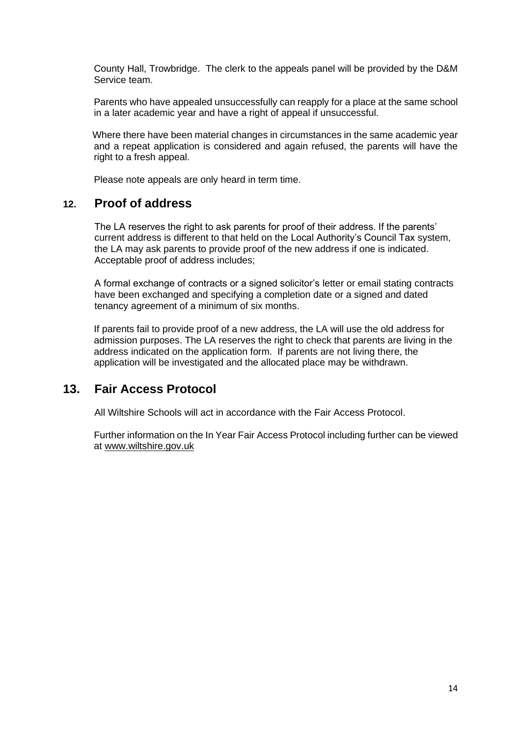County Hall, Trowbridge. The clerk to the appeals panel will be provided by the D&M Service team.

Parents who have appealed unsuccessfully can reapply for a place at the same school in a later academic year and have a right of appeal if unsuccessful.

Where there have been material changes in circumstances in the same academic year and a repeat application is considered and again refused, the parents will have the right to a fresh appeal.

Please note appeals are only heard in term time.

## 12. Proof of address

The LA reserves the right to ask parents for proof of their address. If the parents' current address is different to that held on the Local Authority's Council Tax system, the LA may ask parents to provide proof of the new address if one is indicated. Acceptable proof of address includes;

A formal exchange of contracts or a signed solicitor's letter or email stating contracts have been exchanged and specifying a completion date or a signed and dated tenancy agreement of a minimum of six months.

If parents fail to provide proof of a new address, the LA will use the old address for admission purposes. The LA reserves the right to check that parents are living in the address indicated on the application form. If parents are not living there, the application will be investigated and the allocated place may be withdrawn.

## 13. Fair Access Protocol

All Wiltshire Schools will act in accordance with the Fair Access Protocol.

Further information on the In Year Fair Access Protocol including further can be viewed at www.wiltshire.gov.uk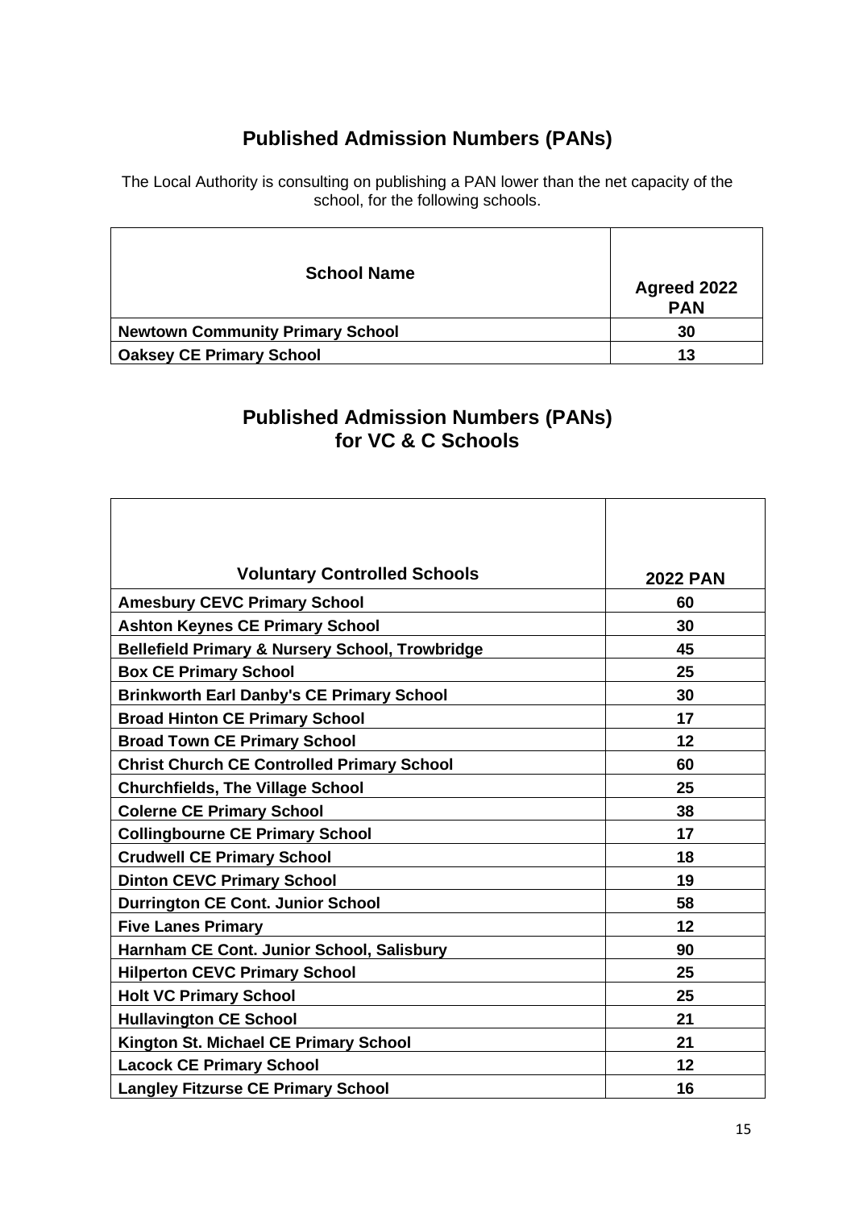# Published Admission Numbers (PANs)

The Local Authority is consulting on publishing a PAN lower than the net capacity of the school, for the following schools.

| School Name | Agreed 2022 PAN |
|---|---|
| **Newtown Community Primary School** | **30** |
| **Oaksey CE Primary School** | **13** |

# Published Admission Numbers (PANs) for VC & C Schools

| Voluntary Controlled Schools | 2022 PAN |
|---|---|
| **Amesbury CEVC Primary School** | **60** |
| **Ashton Keynes CE Primary School** | **30** |
| **Bellefield Primary & Nursery School, Trowbridge** | **45** |
| **Box CE Primary School** | **25** |
| **Brinkworth Earl Danby's CE Primary School** | **30** |
| **Broad Hinton CE Primary School** | **17** |
| **Broad Town CE Primary School** | **12** |
| **Christ Church CE Controlled Primary School** | **60** |
| **Churchfields, The Village School** | **25** |
| **Colerne CE Primary School** | **38** |
| **Collingbourne CE Primary School** | **17** |
| **Crudwell CE Primary School** | **18** |
| **Dinton CEVC Primary School** | **19** |
| **Durrington CE Cont. Junior School** | **58** |
| **Five Lanes Primary** | **12** |
| **Harnham CE Cont. Junior School, Salisbury** | **90** |
| **Hilperton CEVC Primary School** | **25** |
| **Holt VC Primary School** | **25** |
| **Hullavington CE School** | **21** |
| **Kington St. Michael CE Primary School** | **21** |
| **Lacock CE Primary School** | **12** |
| **Langley Fitzurse CE Primary School** | **16** |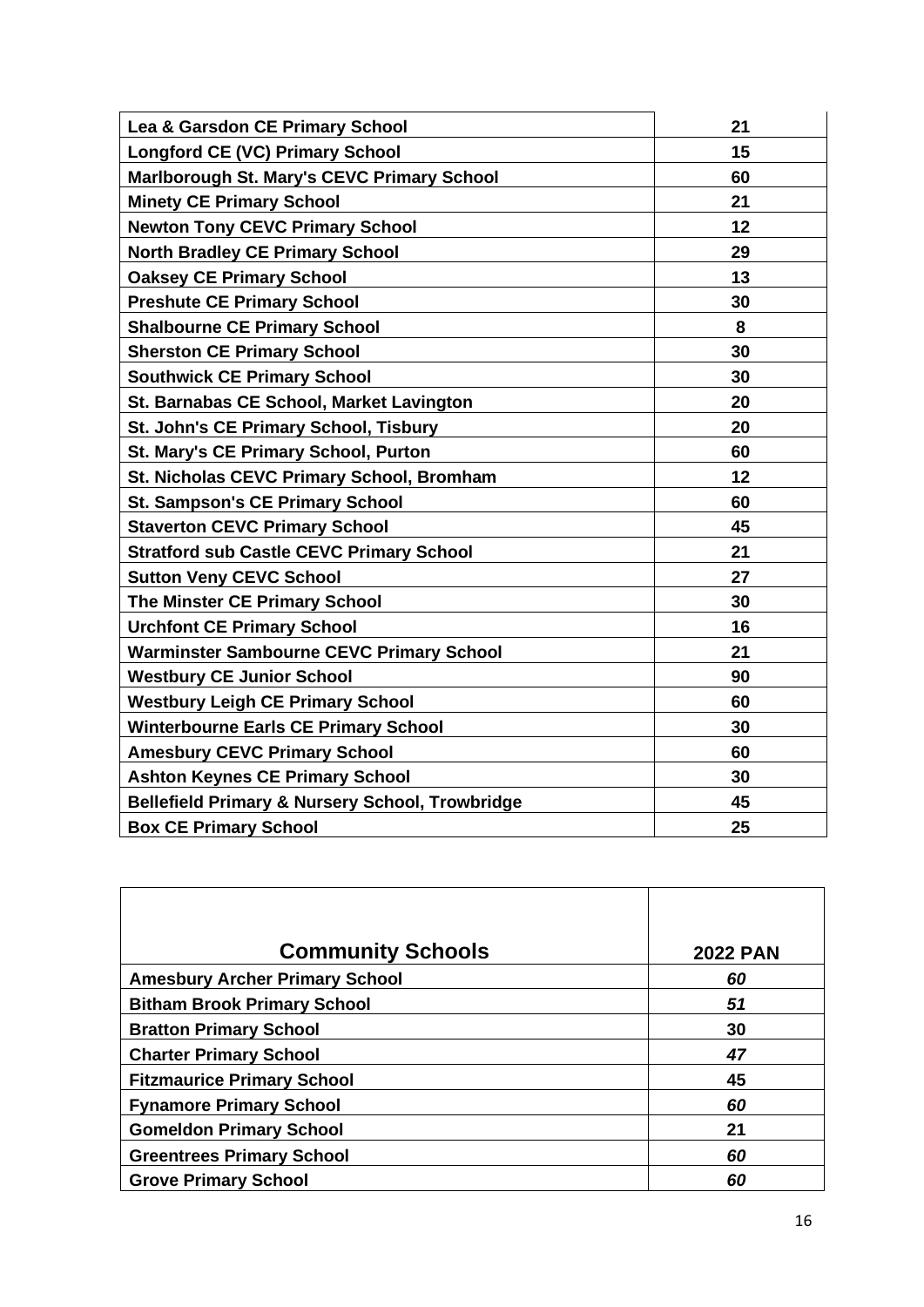| | |
|---|---|
| **Lea & Garsdon CE Primary School** | **21** |
| **Longford CE (VC) Primary School** | **15** |
| **Marlborough St. Mary's CEVC Primary School** | **60** |
| **Minety CE Primary School** | **21** |
| **Newton Tony CEVC Primary School** | **12** |
| **North Bradley CE Primary School** | **29** |
| **Oaksey CE Primary School** | **13** |
| **Preshute CE Primary School** | **30** |
| **Shalbourne CE Primary School** | **8** |
| **Sherston CE Primary School** | **30** |
| **Southwick CE Primary School** | **30** |
| **St. Barnabas CE School, Market Lavington** | **20** |
| **St. John's CE Primary School, Tisbury** | **20** |
| **St. Mary's CE Primary School, Purton** | **60** |
| **St. Nicholas CEVC Primary School, Bromham** | **12** |
| **St. Sampson's CE Primary School** | **60** |
| **Staverton CEVC Primary School** | **45** |
| **Stratford sub Castle CEVC Primary School** | **21** |
| **Sutton Veny CEVC School** | **27** |
| **The Minster CE Primary School** | **30** |
| **Urchfont CE Primary School** | **16** |
| **Warminster Sambourne CEVC Primary School** | **21** |
| **Westbury CE Junior School** | **90** |
| **Westbury Leigh CE Primary School** | **60** |
| **Winterbourne Earls CE Primary School** | **30** |
| **Amesbury CEVC Primary School** | **60** |
| **Ashton Keynes CE Primary School** | **30** |
| **Bellefield Primary & Nursery School, Trowbridge** | **45** |
| **Box CE Primary School** | **25** |

| **Community Schools** | **2022 PAN** |
|---|---|
| **Amesbury Archer Primary School** | ***60*** |
| **Bitham Brook Primary School** | ***51*** |
| **Bratton Primary School** | **30** |
| **Charter Primary School** | ***47*** |
| **Fitzmaurice Primary School** | **45** |
| **Fynamore Primary School** | ***60*** |
| **Gomeldon Primary School** | **21** |
| **Greentrees Primary School** | ***60*** |
| **Grove Primary School** | ***60*** |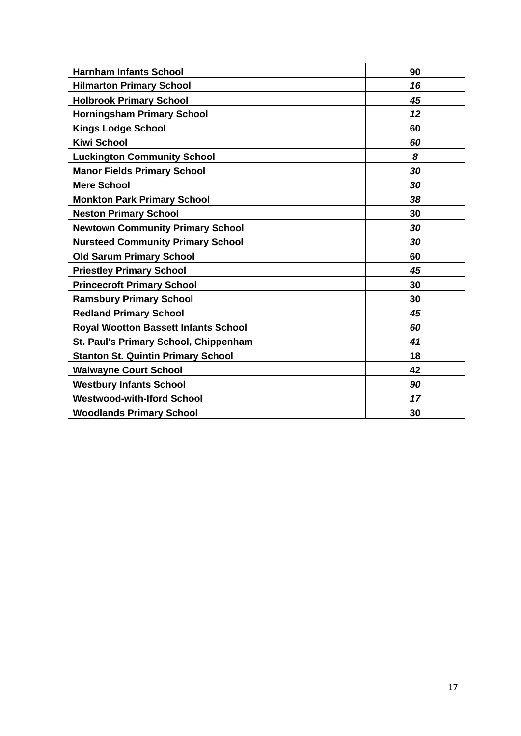| | |
|---|---|
| **Harnham Infants School** | **90** |
| **Hilmarton Primary School** | ***16*** |
| **Holbrook Primary School** | ***45*** |
| **Horningsham Primary School** | ***12*** |
| **Kings Lodge School** | **60** |
| **Kiwi School** | ***60*** |
| **Luckington Community School** | ***8*** |
| **Manor Fields Primary School** | ***30*** |
| **Mere School** | ***30*** |
| **Monkton Park Primary School** | ***38*** |
| **Neston Primary School** | **30** |
| **Newtown Community Primary School** | ***30*** |
| **Nursteed Community Primary School** | ***30*** |
| **Old Sarum Primary School** | **60** |
| **Priestley Primary School** | ***45*** |
| **Princecroft Primary School** | **30** |
| **Ramsbury Primary School** | **30** |
| **Redland Primary School** | ***45*** |
| **Royal Wootton Bassett Infants School** | ***60*** |
| **St. Paul's Primary School, Chippenham** | ***41*** |
| **Stanton St. Quintin Primary School** | **18** |
| **Walwayne Court School** | **42** |
| **Westbury Infants School** | ***90*** |
| **Westwood-with-Iford School** | ***17*** |
| **Woodlands Primary School** | **30** |